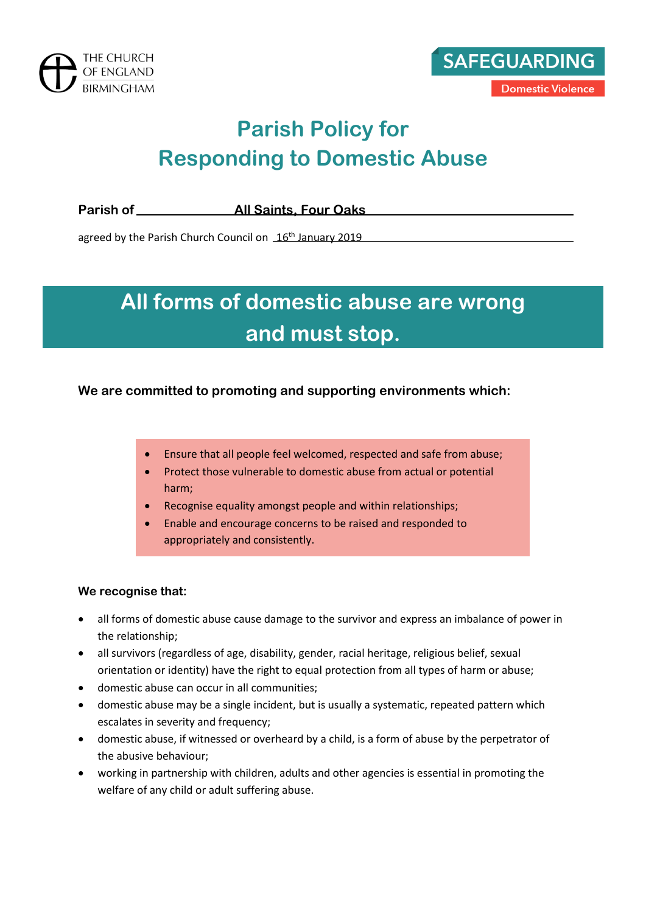THE CHURCH
OF ENGLAND
BIRMINGHAM

SAFEGUARDING
Domestic Violence

# Parish Policy for Responding to Domestic Abuse

**Parish of All Saints, Four Oaks**

agreed by the Parish Church Council on 16th January 2019

## All forms of domestic abuse are wrong and must stop.

**We are committed to promoting and supporting environments which:**

- Ensure that all people feel welcomed, respected and safe from abuse;
- Protect those vulnerable to domestic abuse from actual or potential harm;
- Recognise equality amongst people and within relationships;
- Enable and encourage concerns to be raised and responded to appropriately and consistently.

**We recognise that:**

- all forms of domestic abuse cause damage to the survivor and express an imbalance of power in the relationship;
- all survivors (regardless of age, disability, gender, racial heritage, religious belief, sexual orientation or identity) have the right to equal protection from all types of harm or abuse;
- domestic abuse can occur in all communities;
- domestic abuse may be a single incident, but is usually a systematic, repeated pattern which escalates in severity and frequency;
- domestic abuse, if witnessed or overheard by a child, is a form of abuse by the perpetrator of the abusive behaviour;
- working in partnership with children, adults and other agencies is essential in promoting the welfare of any child or adult suffering abuse.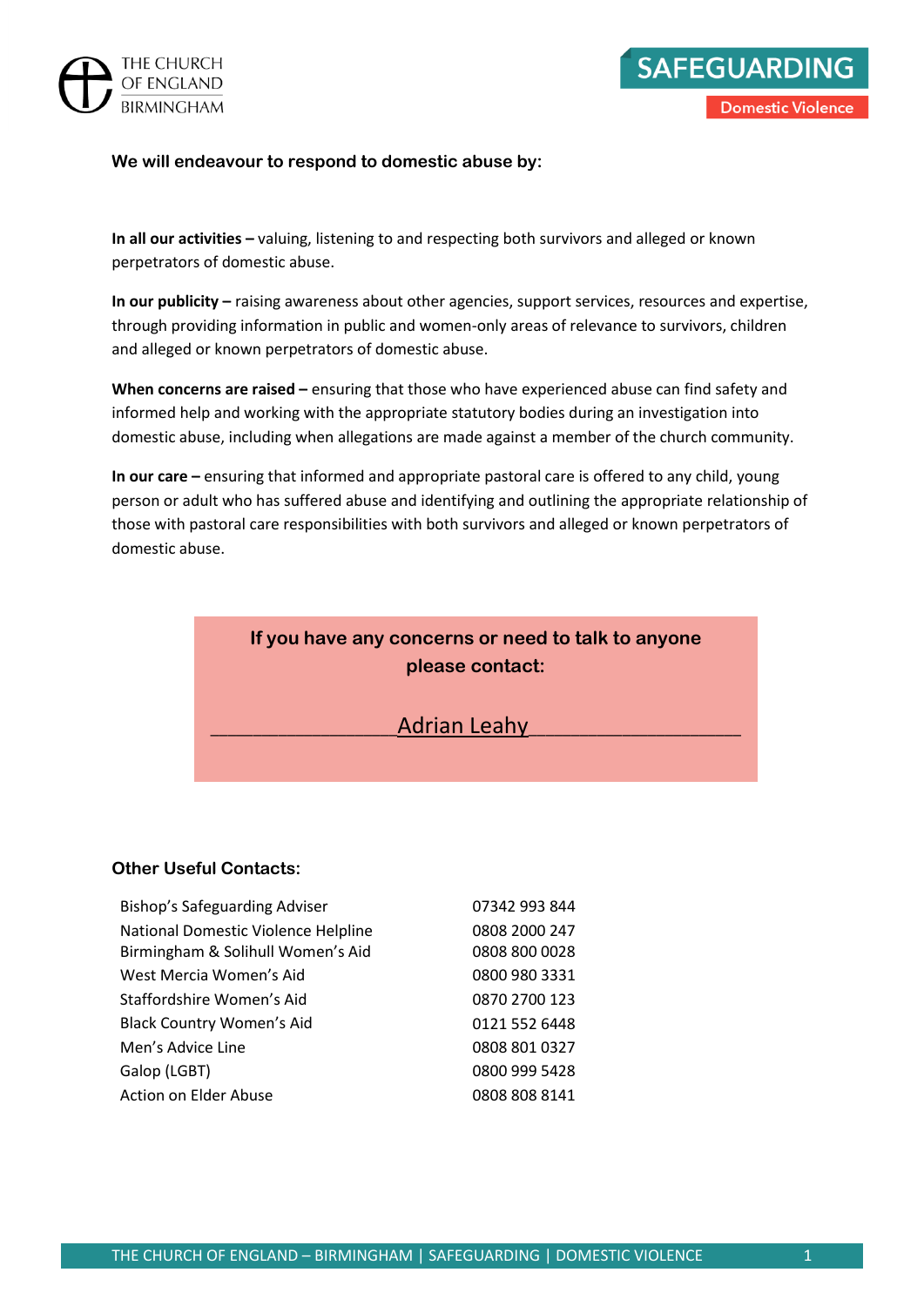THE CHURCH OF ENGLAND BIRMINGHAM

**SAFEGUARDING**

Domestic Violence

### We will endeavour to respond to domestic abuse by:

**In all our activities –** valuing, listening to and respecting both survivors and alleged or known perpetrators of domestic abuse.

**In our publicity –** raising awareness about other agencies, support services, resources and expertise, through providing information in public and women-only areas of relevance to survivors, children and alleged or known perpetrators of domestic abuse.

**When concerns are raised –** ensuring that those who have experienced abuse can find safety and informed help and working with the appropriate statutory bodies during an investigation into domestic abuse, including when allegations are made against a member of the church community.

**In our care –** ensuring that informed and appropriate pastoral care is offered to any child, young person or adult who has suffered abuse and identifying and outlining the appropriate relationship of those with pastoral care responsibilities with both survivors and alleged or known perpetrators of domestic abuse.

**If you have any concerns or need to talk to anyone please contact:**

Adrian Leahy

### Other Useful Contacts:

| | |
|---|---|
| Bishop's Safeguarding Adviser | 07342 993 844 |
| National Domestic Violence Helpline | 0808 2000 247 |
| Birmingham & Solihull Women's Aid | 0808 800 0028 |
| West Mercia Women's Aid | 0800 980 3331 |
| Staffordshire Women's Aid | 0870 2700 123 |
| Black Country Women's Aid | 0121 552 6448 |
| Men's Advice Line | 0808 801 0327 |
| Galop (LGBT) | 0800 999 5428 |
| Action on Elder Abuse | 0808 808 8141 |